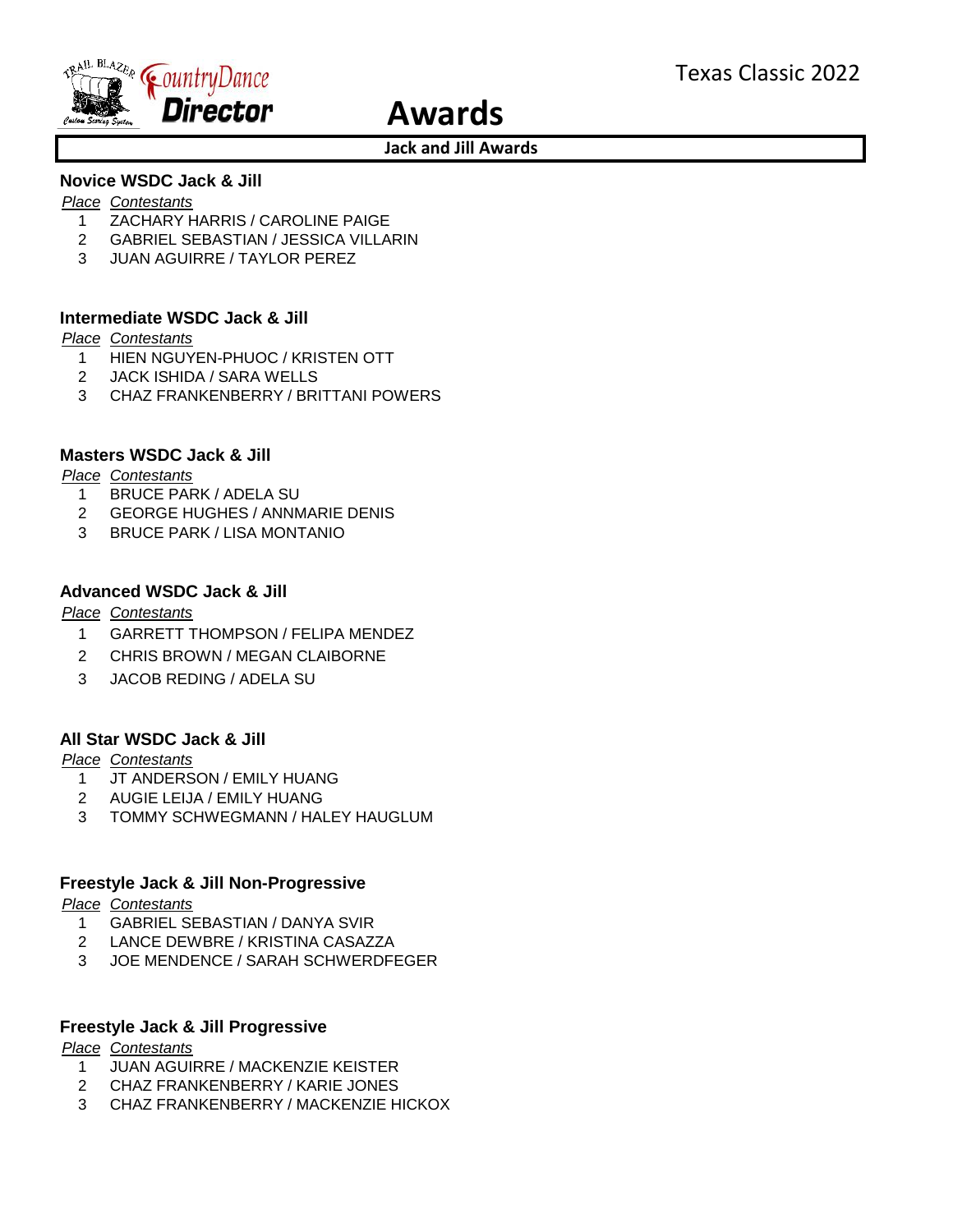Texas Classic 2022

# Awards

**Jack and Jill Awards**

### Novice WSDC Jack & Jill

| *Place* | *Contestants* |
|---|---|
| 1 | ZACHARY HARRIS / CAROLINE PAIGE |
| 2 | GABRIEL SEBASTIAN / JESSICA VILLARIN |
| 3 | JUAN AGUIRRE / TAYLOR PEREZ |

### Intermediate WSDC Jack & Jill

| *Place* | *Contestants* |
|---|---|
| 1 | HIEN NGUYEN-PHUOC / KRISTEN OTT |
| 2 | JACK ISHIDA / SARA WELLS |
| 3 | CHAZ FRANKENBERRY / BRITTANI POWERS |

### Masters WSDC Jack & Jill

| *Place* | *Contestants* |
|---|---|
| 1 | BRUCE PARK / ADELA SU |
| 2 | GEORGE HUGHES / ANNMARIE DENIS |
| 3 | BRUCE PARK / LISA MONTANIO |

### Advanced WSDC Jack & Jill

| *Place* | *Contestants* |
|---|---|
| 1 | GARRETT THOMPSON / FELIPA MENDEZ |
| 2 | CHRIS BROWN / MEGAN CLAIBORNE |
| 3 | JACOB REDING / ADELA SU |

### All Star WSDC Jack & Jill

| *Place* | *Contestants* |
|---|---|
| 1 | JT ANDERSON / EMILY HUANG |
| 2 | AUGIE LEIJA / EMILY HUANG |
| 3 | TOMMY SCHWEGMANN / HALEY HAUGLUM |

### Freestyle Jack & Jill Non-Progressive

| *Place* | *Contestants* |
|---|---|
| 1 | GABRIEL SEBASTIAN / DANYA SVIR |
| 2 | LANCE DEWBRE / KRISTINA CASAZZA |
| 3 | JOE MENDENCE / SARAH SCHWERDFEGER |

### Freestyle Jack & Jill Progressive

| *Place* | *Contestants* |
|---|---|
| 1 | JUAN AGUIRRE / MACKENZIE KEISTER |
| 2 | CHAZ FRANKENBERRY / KARIE JONES |
| 3 | CHAZ FRANKENBERRY / MACKENZIE HICKOX |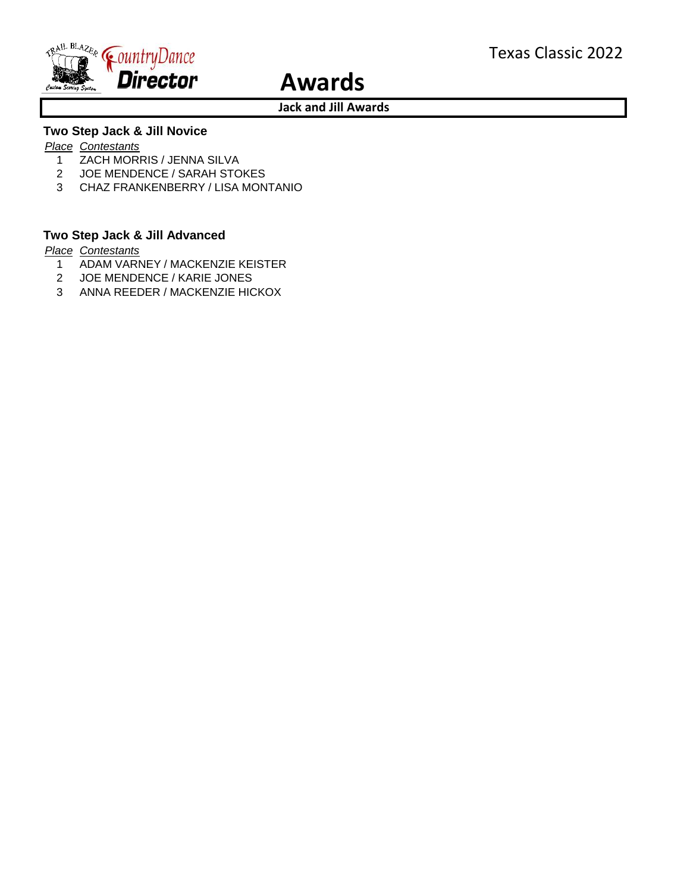Texas Classic 2022

# Awards

**Jack and Jill Awards**

### Two Step Jack & Jill Novice

| *Place* | *Contestants* |
|---|---|
| 1 | ZACH MORRIS / JENNA SILVA |
| 2 | JOE MENDENCE / SARAH STOKES |
| 3 | CHAZ FRANKENBERRY / LISA MONTANIO |

### Two Step Jack & Jill Advanced

| *Place* | *Contestants* |
|---|---|
| 1 | ADAM VARNEY / MACKENZIE KEISTER |
| 2 | JOE MENDENCE / KARIE JONES |
| 3 | ANNA REEDER / MACKENZIE HICKOX |